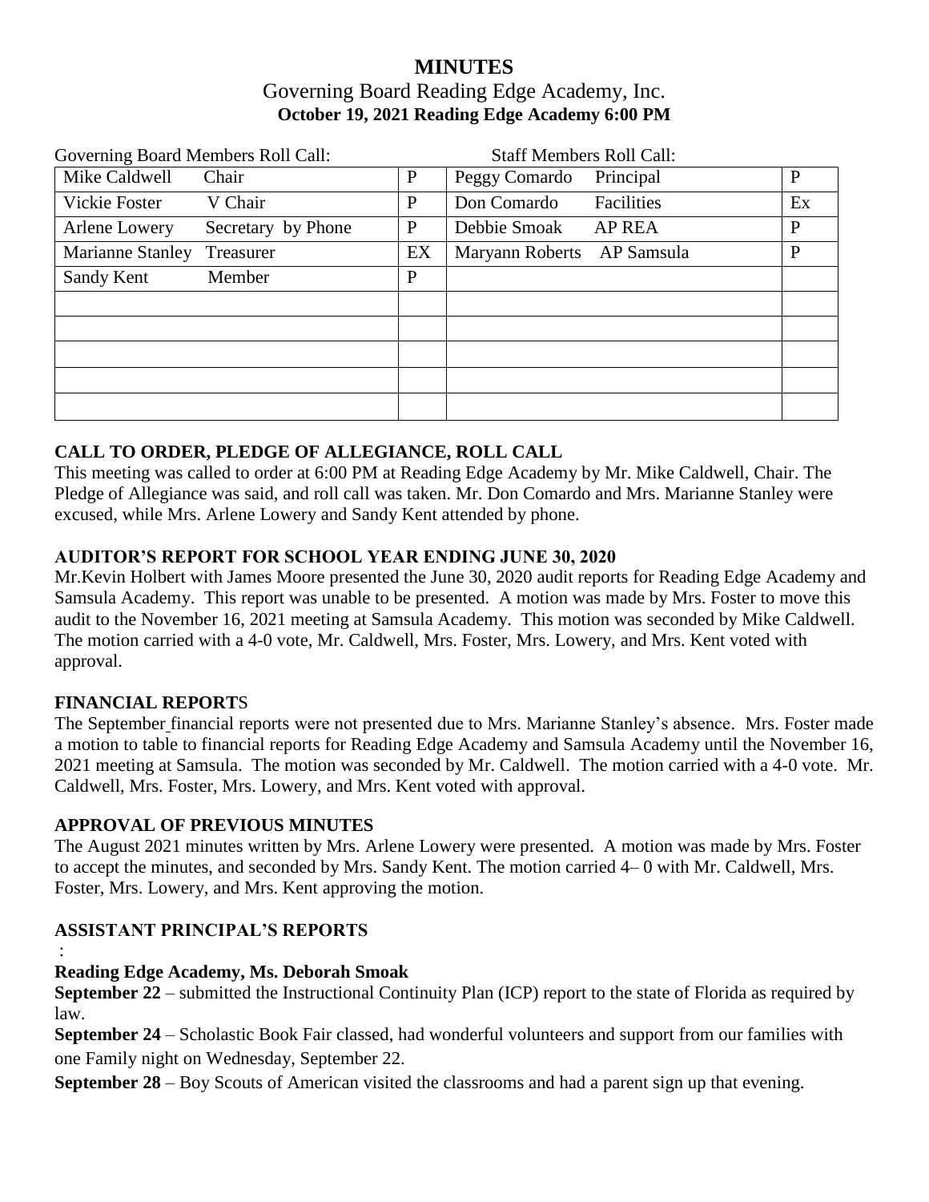# MINUTES

## Governing Board Reading Edge Academy, Inc.

**October 19, 2021 Reading Edge Academy 6:00 PM**

| Governing Board Members Roll Call: | | Staff Members Roll Call: | |
|---|---|---|---|
| Mike Caldwell Chair | P | Peggy Comardo Principal | P |
| Vickie Foster V Chair | P | Don Comardo Facilities | Ex |
| Arlene Lowery Secretary by Phone | P | Debbie Smoak AP REA | P |
| Marianne Stanley Treasurer | EX | Maryann Roberts AP Samsula | P |
| Sandy Kent Member | P | | |
| | | | |
| | | | |
| | | | |
| | | | |
| | | | |

### CALL TO ORDER, PLEDGE OF ALLEGIANCE, ROLL CALL

This meeting was called to order at 6:00 PM at Reading Edge Academy by Mr. Mike Caldwell, Chair. The Pledge of Allegiance was said, and roll call was taken. Mr. Don Comardo and Mrs. Marianne Stanley were excused, while Mrs. Arlene Lowery and Sandy Kent attended by phone.

### AUDITOR'S REPORT FOR SCHOOL YEAR ENDING JUNE 30, 2020

Mr.Kevin Holbert with James Moore presented the June 30, 2020 audit reports for Reading Edge Academy and Samsula Academy. This report was unable to be presented. A motion was made by Mrs. Foster to move this audit to the November 16, 2021 meeting at Samsula Academy. This motion was seconded by Mike Caldwell. The motion carried with a 4-0 vote, Mr. Caldwell, Mrs. Foster, Mrs. Lowery, and Mrs. Kent voted with approval.

### FINANCIAL REPORTS

The September financial reports were not presented due to Mrs. Marianne Stanley's absence. Mrs. Foster made a motion to table to financial reports for Reading Edge Academy and Samsula Academy until the November 16, 2021 meeting at Samsula. The motion was seconded by Mr. Caldwell. The motion carried with a 4-0 vote. Mr. Caldwell, Mrs. Foster, Mrs. Lowery, and Mrs. Kent voted with approval.

### APPROVAL OF PREVIOUS MINUTES

The August 2021 minutes written by Mrs. Arlene Lowery were presented. A motion was made by Mrs. Foster to accept the minutes, and seconded by Mrs. Sandy Kent. The motion carried 4– 0 with Mr. Caldwell, Mrs. Foster, Mrs. Lowery, and Mrs. Kent approving the motion.

### ASSISTANT PRINCIPAL'S REPORTS

:

**Reading Edge Academy, Ms. Deborah Smoak**

**September 22** – submitted the Instructional Continuity Plan (ICP) report to the state of Florida as required by law.

**September 24** – Scholastic Book Fair classed, had wonderful volunteers and support from our families with one Family night on Wednesday, September 22.

**September 28** – Boy Scouts of American visited the classrooms and had a parent sign up that evening.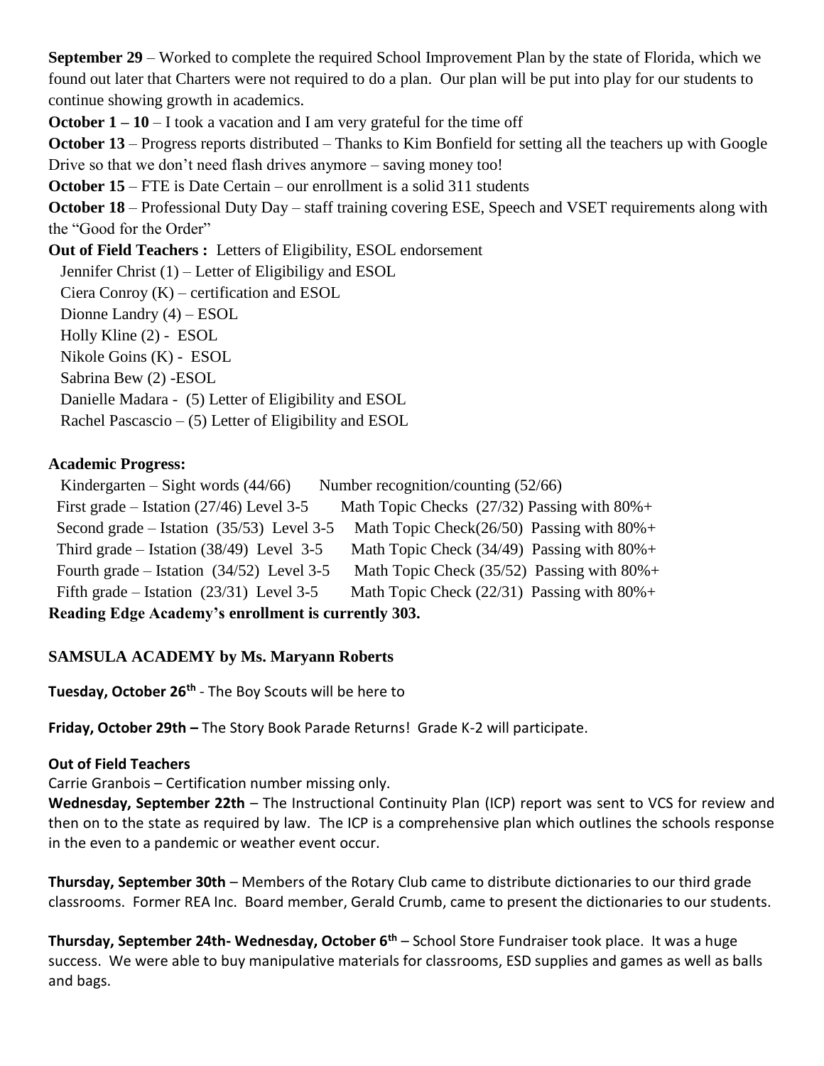**September 29** – Worked to complete the required School Improvement Plan by the state of Florida, which we found out later that Charters were not required to do a plan. Our plan will be put into play for our students to continue showing growth in academics.

**October 1 – 10** – I took a vacation and I am very grateful for the time off

**October 13** – Progress reports distributed – Thanks to Kim Bonfield for setting all the teachers up with Google Drive so that we don't need flash drives anymore – saving money too!

**October 15** – FTE is Date Certain – our enrollment is a solid 311 students

**October 18** – Professional Duty Day – staff training covering ESE, Speech and VSET requirements along with the "Good for the Order"

**Out of Field Teachers :** Letters of Eligibility, ESOL endorsement

- Jennifer Christ (1) – Letter of Eligibiligy and ESOL
- Ciera Conroy (K) – certification and ESOL
- Dionne Landry (4) – ESOL
- Holly Kline (2) - ESOL
- Nikole Goins (K) - ESOL
- Sabrina Bew (2) -ESOL
- Danielle Madara - (5) Letter of Eligibility and ESOL
- Rachel Pascascio – (5) Letter of Eligibility and ESOL

**Academic Progress:**

| | |
|---|---|
| Kindergarten – Sight words (44/66) | Number recognition/counting (52/66) |
| First grade – Istation (27/46) Level 3-5 | Math Topic Checks (27/32) Passing with 80%+ |
| Second grade – Istation (35/53) Level 3-5 | Math Topic Check(26/50) Passing with 80%+ |
| Third grade – Istation (38/49) Level 3-5 | Math Topic Check (34/49) Passing with 80%+ |
| Fourth grade – Istation (34/52) Level 3-5 | Math Topic Check (35/52) Passing with 80%+ |
| Fifth grade – Istation (23/31) Level 3-5 | Math Topic Check (22/31) Passing with 80%+ |

**Reading Edge Academy's enrollment is currently 303.**

## SAMSULA ACADEMY by Ms. Maryann Roberts

**Tuesday, October 26th** - The Boy Scouts will be here to

**Friday, October 29th –** The Story Book Parade Returns! Grade K-2 will participate.

**Out of Field Teachers**

Carrie Granbois – Certification number missing only.

**Wednesday, September 22th** – The Instructional Continuity Plan (ICP) report was sent to VCS for review and then on to the state as required by law. The ICP is a comprehensive plan which outlines the schools response in the even to a pandemic or weather event occur.

**Thursday, September 30th** – Members of the Rotary Club came to distribute dictionaries to our third grade classrooms. Former REA Inc. Board member, Gerald Crumb, came to present the dictionaries to our students.

**Thursday, September 24th- Wednesday, October 6th** – School Store Fundraiser took place. It was a huge success. We were able to buy manipulative materials for classrooms, ESD supplies and games as well as balls and bags.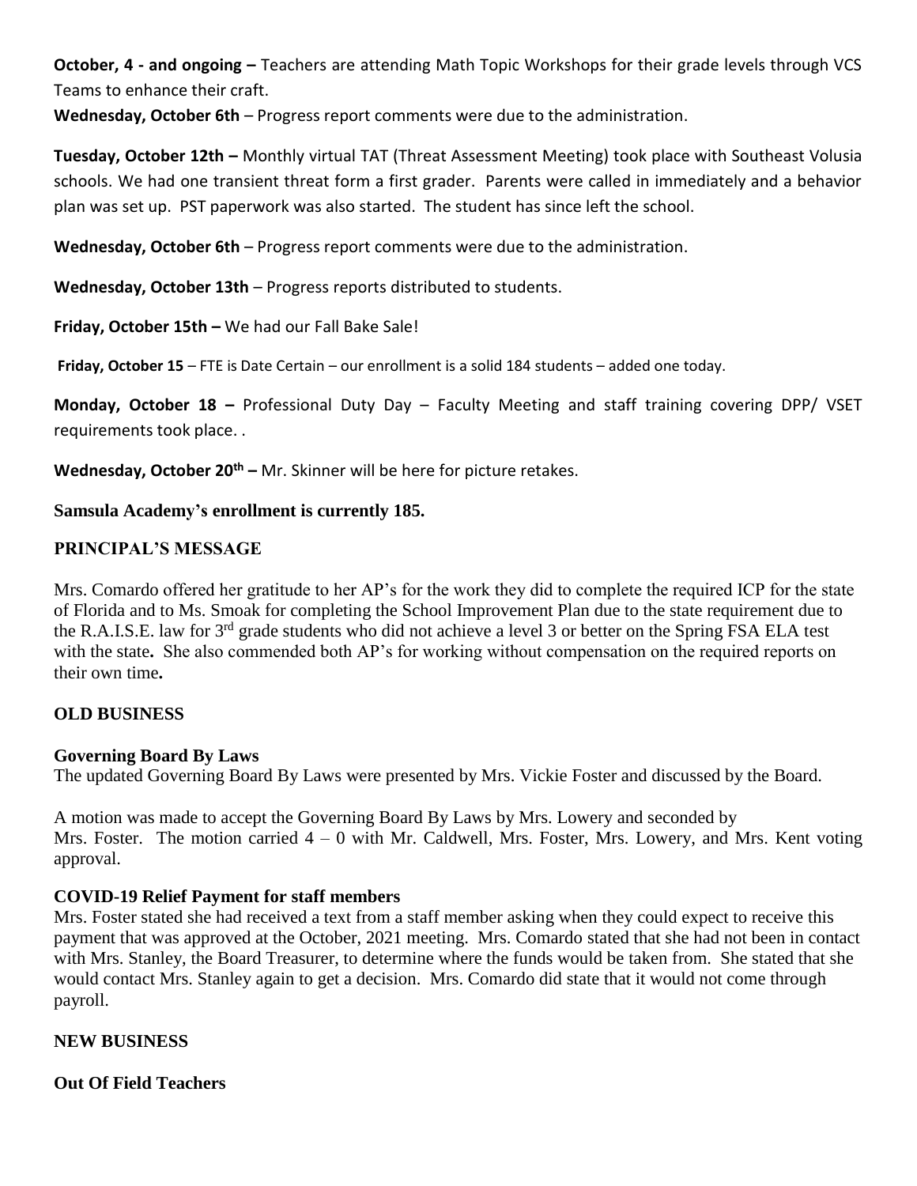**October, 4 - and ongoing –** Teachers are attending Math Topic Workshops for their grade levels through VCS Teams to enhance their craft.

**Wednesday, October 6th** – Progress report comments were due to the administration.

**Tuesday, October 12th –** Monthly virtual TAT (Threat Assessment Meeting) took place with Southeast Volusia schools. We had one transient threat form a first grader. Parents were called in immediately and a behavior plan was set up. PST paperwork was also started. The student has since left the school.

**Wednesday, October 6th** – Progress report comments were due to the administration.

**Wednesday, October 13th** – Progress reports distributed to students.

**Friday, October 15th –** We had our Fall Bake Sale!

**Friday, October 15** – FTE is Date Certain – our enrollment is a solid 184 students – added one today.

**Monday, October 18 –** Professional Duty Day – Faculty Meeting and staff training covering DPP/ VSET requirements took place. .

**Wednesday, October 20th –** Mr. Skinner will be here for picture retakes.

**Samsula Academy's enrollment is currently 185.**

## PRINCIPAL'S MESSAGE

Mrs. Comardo offered her gratitude to her AP's for the work they did to complete the required ICP for the state of Florida and to Ms. Smoak for completing the School Improvement Plan due to the state requirement due to the R.A.I.S.E. law for 3rd grade students who did not achieve a level 3 or better on the Spring FSA ELA test with the state**.** She also commended both AP's for working without compensation on the required reports on their own time**.**

## OLD BUSINESS

### Governing Board By Laws

The updated Governing Board By Laws were presented by Mrs. Vickie Foster and discussed by the Board.

A motion was made to accept the Governing Board By Laws by Mrs. Lowery and seconded by Mrs. Foster. The motion carried 4 – 0 with Mr. Caldwell, Mrs. Foster, Mrs. Lowery, and Mrs. Kent voting approval.

### COVID-19 Relief Payment for staff members

Mrs. Foster stated she had received a text from a staff member asking when they could expect to receive this payment that was approved at the October, 2021 meeting. Mrs. Comardo stated that she had not been in contact with Mrs. Stanley, the Board Treasurer, to determine where the funds would be taken from. She stated that she would contact Mrs. Stanley again to get a decision. Mrs. Comardo did state that it would not come through payroll.

## NEW BUSINESS

### Out Of Field Teachers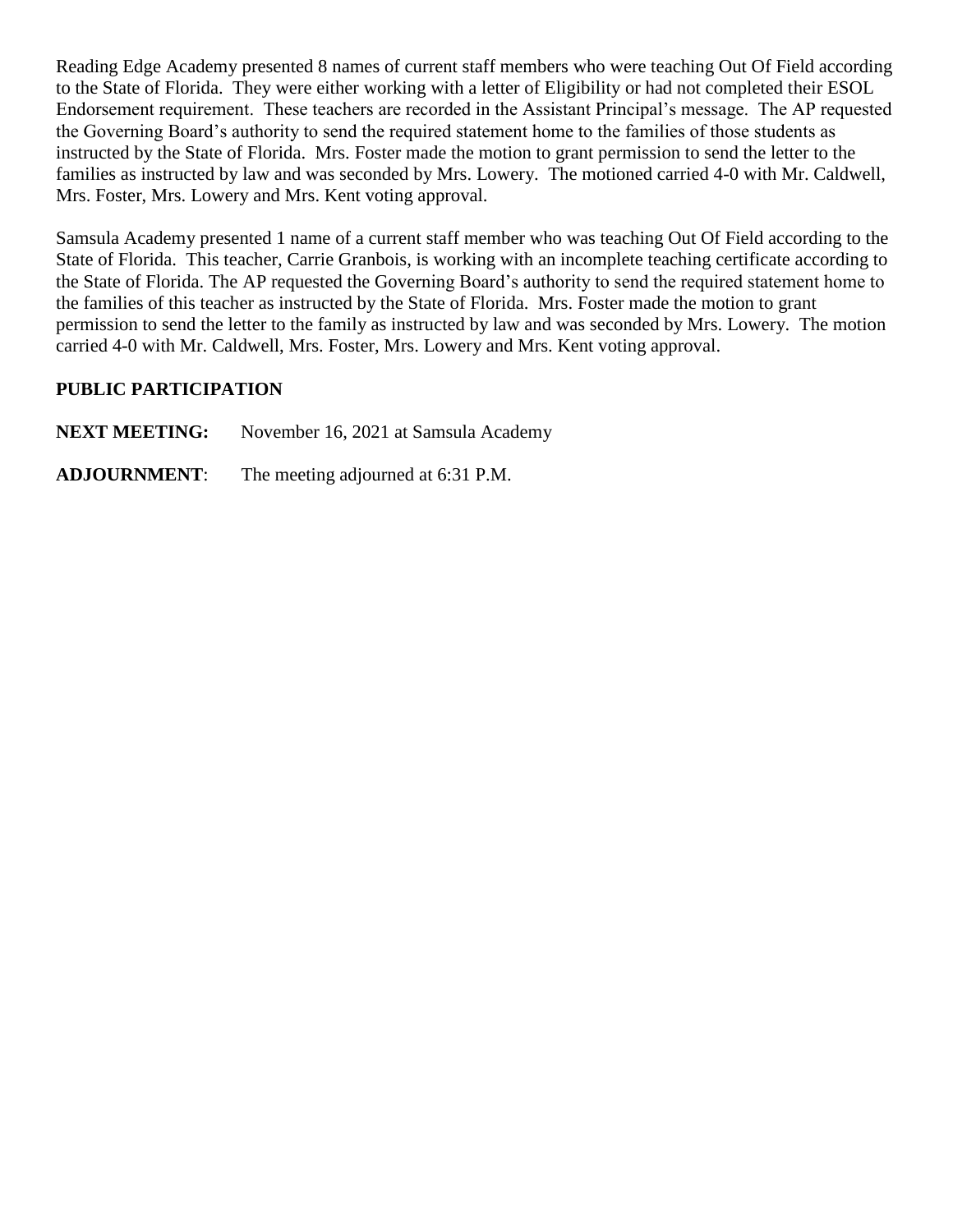Reading Edge Academy presented 8 names of current staff members who were teaching Out Of Field according to the State of Florida. They were either working with a letter of Eligibility or had not completed their ESOL Endorsement requirement. These teachers are recorded in the Assistant Principal's message. The AP requested the Governing Board's authority to send the required statement home to the families of those students as instructed by the State of Florida. Mrs. Foster made the motion to grant permission to send the letter to the families as instructed by law and was seconded by Mrs. Lowery. The motioned carried 4-0 with Mr. Caldwell, Mrs. Foster, Mrs. Lowery and Mrs. Kent voting approval.

Samsula Academy presented 1 name of a current staff member who was teaching Out Of Field according to the State of Florida. This teacher, Carrie Granbois, is working with an incomplete teaching certificate according to the State of Florida. The AP requested the Governing Board's authority to send the required statement home to the families of this teacher as instructed by the State of Florida. Mrs. Foster made the motion to grant permission to send the letter to the family as instructed by law and was seconded by Mrs. Lowery. The motion carried 4-0 with Mr. Caldwell, Mrs. Foster, Mrs. Lowery and Mrs. Kent voting approval.

**PUBLIC PARTICIPATION**

**NEXT MEETING:** November 16, 2021 at Samsula Academy

**ADJOURNMENT**: The meeting adjourned at 6:31 P.M.